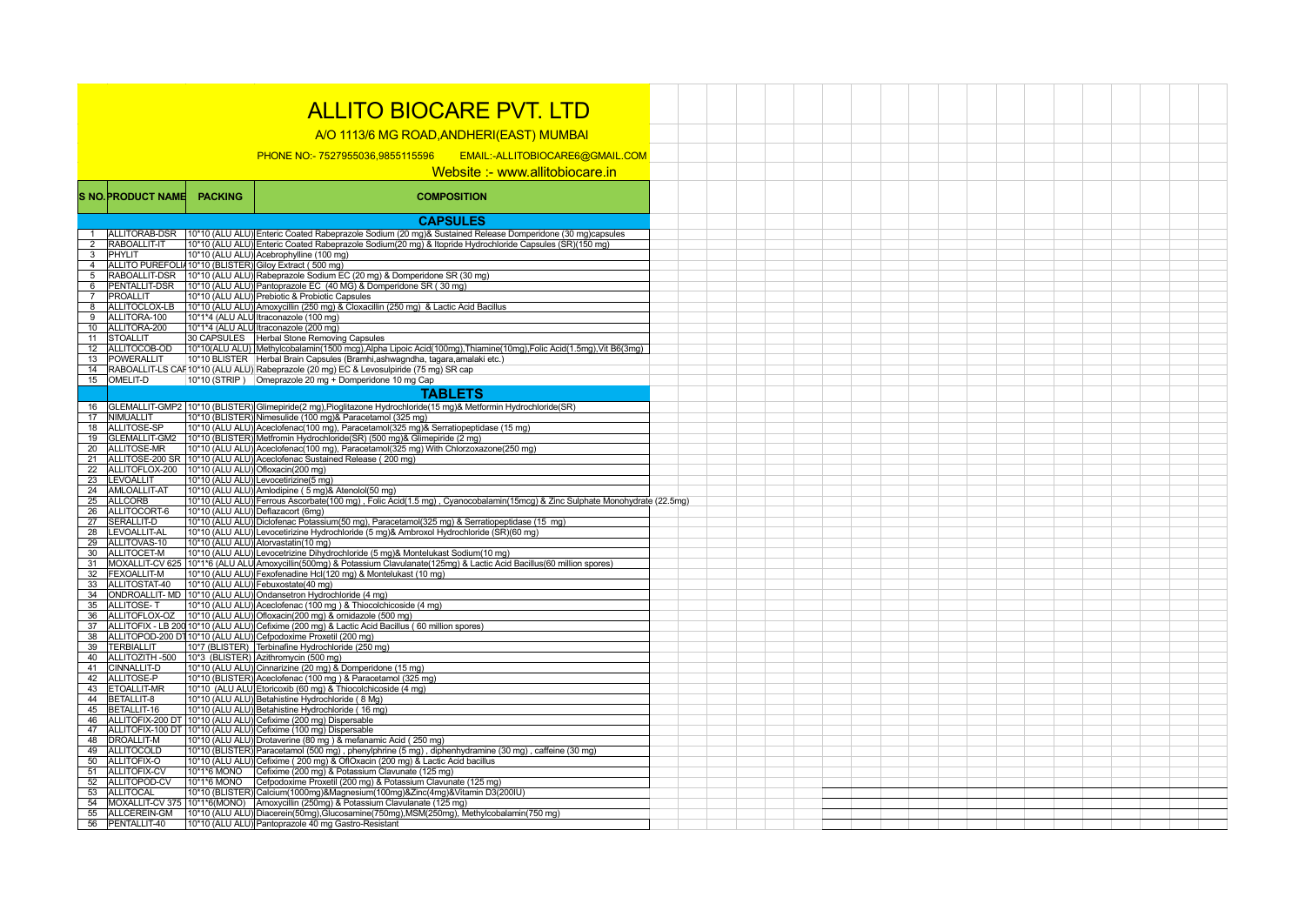# ALLITO BIOCARE PVT. LTD

A/O 1113/6 MG ROAD,ANDHERI(EAST) MUMBAI

PHONE NO:- 7527955036,9855115596 EMAIL:-ALLITOBIOCARE6@GMAIL.COM

Website :- www.allitobiocare.in

| S NO. | PRODUCT NAME | PACKING | COMPOSITION |
|---|---|---|---|
| | | | **CAPSULES** |
| 1 | ALLITORAB-DSR | 10*10 (ALU ALU) | Enteric Coated Rabeprazole Sodium (20 mg)& Sustained Release Domperidone (30 mg)capsules |
| 2 | RABOALLIT-IT | 10*10 (ALU ALU) | Enteric Coated Rabeprazole Sodium(20 mg) & Itopride Hydrochloride Capsules (SR)(150 mg) |
| 3 | PHYLIT | 10*10 (ALU ALU) | Acebrophylline (100 mg) |
| 4 | ALLITO PUREFOLIA | 10*10 (BLISTER) | Giloy Extract ( 500 mg) |
| 5 | RABOALLIT-DSR | 10*10 (ALU ALU) | Rabeprazole Sodium EC (20 mg) & Domperidone SR (30 mg) |
| 6 | PENTALLIT-DSR | 10*10 (ALU ALU) | Pantoprazole EC (40 MG) & Domperidone SR ( 30 mg) |
| 7 | PROALLIT | 10*10 (ALU ALU) | Prebiotic & Probiotic Capsules |
| 8 | ALLITOCLOX-LB | 10*10 (ALU ALU) | Amoxycillin (250 mg) & Cloxacillin (250 mg) & Lactic Acid Bacillus |
| 9 | ALLITORA-100 | 10*1*4 (ALU ALU) | Itraconazole (100 mg) |
| 10 | ALLITORA-200 | 10*1*4 (ALU ALU) | Itraconazole (200 mg) |
| 11 | STOALLIT | 30 CAPSULES | Herbal Stone Removing Capsules |
| 12 | ALLITOCOB-OD | 10*10(ALU ALU) | Methylcobalamin(1500 mcg),Alpha Lipoic Acid(100mg),Thiamine(10mg),Folic Acid(1.5mg),Vit B6(3mg) |
| 13 | POWERALLIT | 10*10 BLISTER | Herbal Brain Capsules (Bramhi,ashwagndha, tagara,amalaki etc.) |
| 14 | RABOALLIT-LS CAP | 10*10 (ALU ALU) | Rabeprazole (20 mg) EC & Levosulpiride (75 mg) SR cap |
| 15 | OMELIT-D | 10*10 (STRIP ) | Omeprazole 20 mg + Domperidone 10 mg Cap |
| | | | **TABLETS** |
| 16 | GLEMALLIT-GMP2 | 10*10 (BLISTER) | Glimepiride(2 mg),Pioglitazone Hydrochloride(15 mg)& Metformin Hydrochloride(SR) |
| 17 | NIMUALLIT | 10*10 (BLISTER) | Nimesulide (100 mg)& Paracetamol (325 mg) |
| 18 | ALLITOSE-SP | 10*10 (ALU ALU) | Aceclofenac(100 mg), Paracetamol(325 mg)& Serratiopeptidase (15 mg) |
| 19 | GLEMALLIT-GM2 | 10*10 (BLISTER) | Metfromin Hydrochloride(SR) (500 mg)& Glimepiride (2 mg) |
| 20 | ALLITOSE-MR | 10*10 (ALU ALU) | Aceclofenac(100 mg), Paracetamol(325 mg) With Chlorzoxazone(250 mg) |
| 21 | ALLITOSE-200 SR | 10*10 (ALU ALU) | Aceclofenac Sustained Release ( 200 mg) |
| 22 | ALLITOFLOX-200 | 10*10 (ALU ALU) | Ofloxacin(200 mg) |
| 23 | LEVOALLIT | 10*10 (ALU ALU) | Levocetirizine(5 mg) |
| 24 | AMLOALLIT-AT | 10*10 (ALU ALU) | Amlodipine ( 5 mg)& Atenolol(50 mg) |
| 25 | ALLCORB | 10*10 (ALU ALU) | Ferrous Ascorbate(100 mg) , Folic Acid(1.5 mg) , Cyanocobalamin(15mcg) & Zinc Sulphate Monohydrate (22.5mg) |
| 26 | ALLITOCORT-6 | 10*10 (ALU ALU) | Deflazacort (6mg) |
| 27 | SERALLIT-D | 10*10 (ALU ALU) | Diclofenac Potassium(50 mg), Paracetamol(325 mg) & Serratiopeptidase (15 mg) |
| 28 | LEVOALLIT-AL | 10*10 (ALU ALU) | Levocetirizine Hydrochloride (5 mg)& Ambroxol Hydrochloride (SR)(60 mg) |
| 29 | ALLITOVAS-10 | 10*10 (ALU ALU) | Atorvastatin(10 mg) |
| 30 | ALLITOCET-M | 10*10 (ALU ALU) | Levocetrizine Dihydrochloride (5 mg)& Montelukast Sodium(10 mg) |
| 31 | MOXALLIT-CV 625 | 10*1*6 (ALU ALU) | Amoxycillin(500mg) & Potassium Clavulanate(125mg) & Lactic Acid Bacillus(60 million spores) |
| 32 | FEXOALLIT-M | 10*10 (ALU ALU) | Fexofenadine Hcl(120 mg) & Montelukast (10 mg) |
| 33 | ALLITOSTAT-40 | 10*10 (ALU ALU) | Febuxostate(40 mg) |
| 34 | ONDROALLIT- MD | 10*10 (ALU ALU) | Ondansetron Hydrochloride (4 mg) |
| 35 | ALLITOSE- T | 10*10 (ALU ALU) | Aceclofenac (100 mg ) & Thiocolchicoside (4 mg) |
| 36 | ALLITOFLOX-OZ | 10*10 (ALU ALU) | Ofloxacin(200 mg) & ornidazole (500 mg) |
| 37 | ALLITOFIX - LB 200 | 10*10 (ALU ALU) | Cefixime (200 mg) & Lactic Acid Bacillus ( 60 million spores) |
| 38 | ALLITOPOD-200 DT | 10*10 (ALU ALU) | Cefpodoxime Proxetil (200 mg) |
| 39 | TERBIALLIT | 10*7 (BLISTER) | Terbinafine Hydrochloride (250 mg) |
| 40 | ALLITOZITH -500 | 10*3 (BLISTER) | Azithromycin (500 mg) |
| 41 | CINNALLIT-D | 10*10 (ALU ALU) | Cinnarizine (20 mg) & Domperidone (15 mg) |
| 42 | ALLITOSE-P | 10*10 (BLISTER) | Aceclofenac (100 mg ) & Paracetamol (325 mg) |
| 43 | ETOALLIT-MR | 10*10 (ALU ALU) | Etoricoxib (60 mg) & Thiocolchicoside (4 mg) |
| 44 | BETALLIT-8 | 10*10 (ALU ALU) | Betahistine Hydrochloride ( 8 Mg) |
| 45 | BETALLIT-16 | 10*10 (ALU ALU) | Betahistine Hydrochloride ( 16 mg) |
| 46 | ALLITOFIX-200 DT | 10*10 (ALU ALU) | Cefixime (200 mg) Dispersable |
| 47 | ALLITOFIX-100 DT | 10*10 (ALU ALU) | Cefixime (100 mg) Dispersable |
| 48 | DROALLIT-M | 10*10 (ALU ALU) | Drotaverine (80 mg ) & mefanamic Acid ( 250 mg) |
| 49 | ALLITOCOLD | 10*10 (BLISTER) | Paracetamol (500 mg) , phenylphrine (5 mg) , diphenhydramine (30 mg) , caffeine (30 mg) |
| 50 | ALLITOFIX-O | 10*10 (ALU ALU) | Cefixime ( 200 mg) & OflOxacin (200 mg) & Lactic Acid bacillus |
| 51 | ALLITOFIX-CV | 10*1*6 MONO | Cefixime (200 mg) & Potassium Clavunate (125 mg) |
| 52 | ALLITOPOD-CV | 10*1*6 MONO | Cefpodoxime Proxetil (200 mg) & Potassium Clavunate (125 mg) |
| 53 | ALLITOCAL | 10*10 (BLISTER) | Calcium(1000mg)&Magnesium(100mg)&Zinc(4mg)&Vitamin D3(200IU) |
| 54 | MOXALLIT-CV 375 | 10*1*6(MONO) | Amoxycillin (250mg) & Potassium Clavulanate (125 mg) |
| 55 | ALLCEREIN-GM | 10*10 (ALU ALU) | Diacerein(50mg),Glucosamine(750mg),MSM(250mg), Methylcobalamin(750 mg) |
| 56 | PENTALLIT-40 | 10*10 (ALU ALU) | Pantoprazole 40 mg Gastro-Resistant |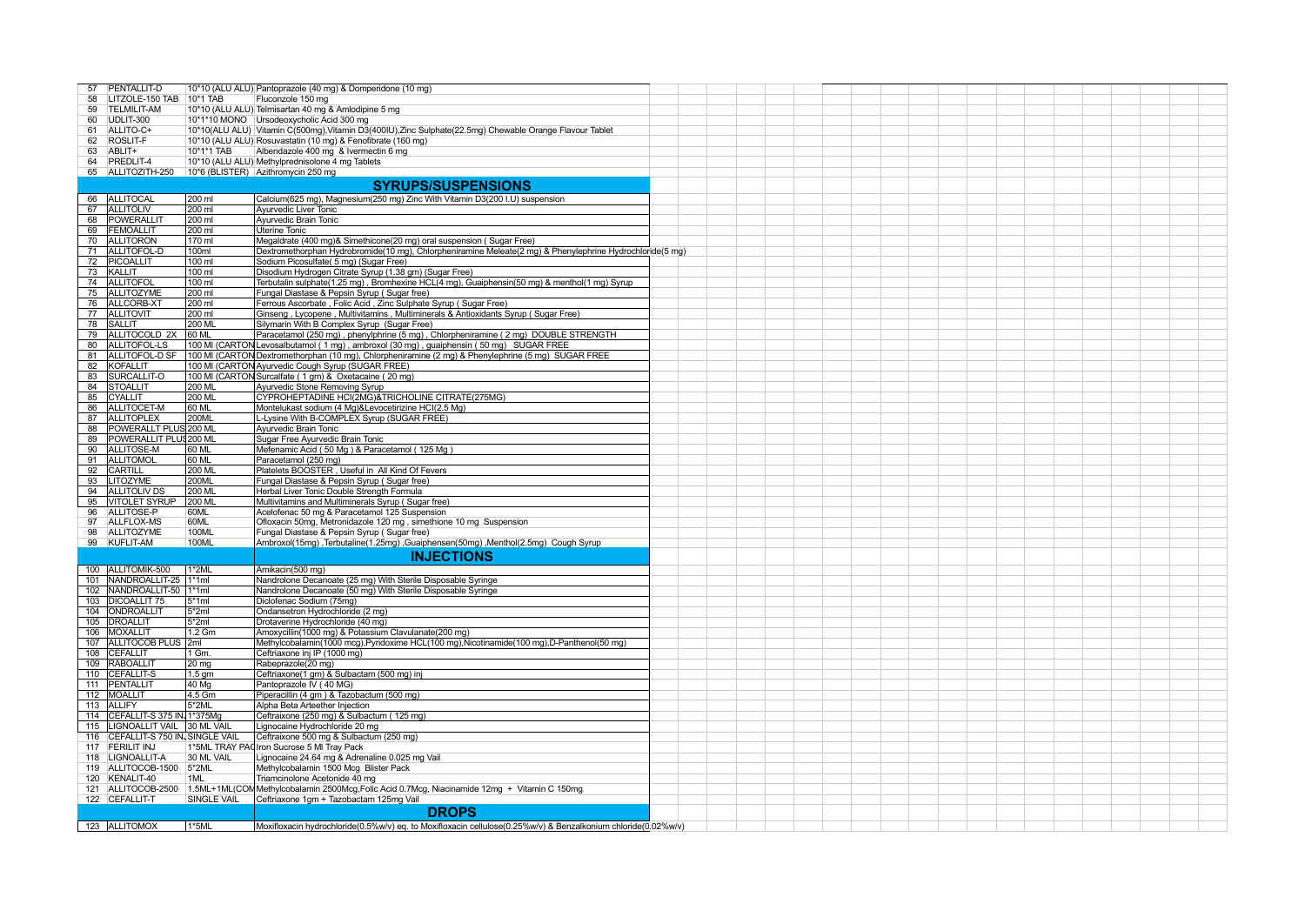| No. | Product | Pack | Composition |
|---|---|---|---|
| 57 | PENTALLIT-D | 10*10 (ALU ALU) | Pantoprazole (40 mg) & Domperidone (10 mg) |
| 58 | LITZOLE-150 TAB | 10*1 TAB | Fluconzole 150 mg |
| 59 | TELMILIT-AM | 10*10 (ALU ALU) | Telmisartan 40 mg & Amlodipine 5 mg |
| 60 | UDLIT-300 | 10*1*10 MONO | Ursodeoxycholic Acid 300 mg |
| 61 | ALLITO-C+ | 10*10(ALU ALU) | Vitamin C(500mg),Vitamin D3(400IU),Zinc Sulphate(22.5mg) Chewable Orange Flavour Tablet |
| 62 | ROSLIT-F | 10*10 (ALU ALU) | Rosuvastatin (10 mg) & Fenofibrate (160 mg) |
| 63 | ABLIT+ | 10*1*1 TAB | Albendazole 400 mg & Ivermectin 6 mg |
| 64 | PREDLIT-4 | 10*10 (ALU ALU) | Methylprednisolone 4 mg Tablets |
| 65 | ALLITOZITH-250 | 10*6 (BLISTER) | Azithromycin 250 mg |
| | | | **SYRUPS/SUSPENSIONS** |
| 66 | ALLITOCAL | 200 ml | Calcium(625 mg), Magnesium(250 mg) Zinc With Vitamin D3(200 I.U) suspension |
| 67 | ALLITOLIV | 200 ml | Ayurvedic Liver Tonic |
| 68 | POWERALLIT | 200 ml | Ayurvedic Brain Tonic |
| 69 | FEMOALLIT | 200 ml | Uterine Tonic |
| 70 | ALLITORON | 170 ml | Megaldrate (400 mg)& Simethicone(20 mg) oral suspension ( Sugar Free) |
| 71 | ALLITOFOL-D | 100ml | Dextromethorphan Hydrobromide(10 mg), Chlorpheniramine Meleate(2 mg) & Phenylephrine Hydrochloride(5 mg) |
| 72 | PICOALLIT | 100 ml | Sodium Picosulfate( 5 mg) (Sugar Free) |
| 73 | KALLIT | 100 ml | Disodium Hydrogen Citrate Syrup (1.38 gm) (Sugar Free) |
| 74 | ALLITOFOL | 100 ml | Terbutalin sulphate(1.25 mg) , Bromhexine HCL(4 mg), Guaiphensin(50 mg) & menthol(1 mg) Syrup |
| 75 | ALLITOZYME | 200 ml | Fungal Diastase & Pepsin Syrup ( Sugar free) |
| 76 | ALLCORB-XT | 200 ml | Ferrous Ascorbate , Folic Acid , Zinc Sulphate Syrup ( Sugar Free) |
| 77 | ALLITOVIT | 200 ml | Ginseng , Lycopene , Multivitamins , Multiminerals & Antioxidants Syrup ( Sugar Free) |
| 78 | SALLIT | 200 ML | Silymarin With B Complex Syrup (Sugar Free) |
| 79 | ALLITOCOLD 2X | 60 ML | Paracetamol (250 mg) , phenylphrine (5 mg) , Chlorpheniramine ( 2 mg) DOUBLE STRENGTH |
| 80 | ALLITOFOL-LS | 100 Ml (CARTON | Levosalbutamol ( 1 mg) , ambroxol (30 mg) , guaiphensin ( 50 mg) SUGAR FREE |
| 81 | ALLITOFOL-D SF | 100 Ml (CARTON | Dextromethorphan (10 mg), Chlorpheniramine (2 mg) & Phenylephrine (5 mg) SUGAR FREE |
| 82 | KOFALLIT | 100 Ml (CARTON | Ayurvedic Cough Syrup (SUGAR FREE) |
| 83 | SURCALLIT-O | 100 Ml (CARTON | Surcalfate ( 1 gm) & Oxetacaine ( 20 mg) |
| 84 | STOALLIT | 200 ML | Ayurvedic Stone Removing Syrup |
| 85 | CYALLIT | 200 ML | CYPROHEPTADINE HCl(2MG)&TRICHOLINE CITRATE(275MG) |
| 86 | ALLITOCET-M | 60 ML | Montelukast sodium (4 Mg)&Levocetirizine HCl(2.5 Mg) |
| 87 | ALLITOPLEX | 200ML | L-Lysine With B-COMPLEX Syrup (SUGAR FREE) |
| 88 | POWERALLT PLUS | 200 ML | Ayurvedic Brain Tonic |
| 89 | POWERALLIT PLUS | 200 ML | Sugar Free Ayurvedic Brain Tonic |
| 90 | ALLITOSE-M | 60 ML | Mefenamic Acid ( 50 Mg ) & Paracetamol ( 125 Mg ) |
| 91 | ALLITOMOL | 60 ML | Paracetamol (250 mg) |
| 92 | CARTILL | 200 ML | Platelets BOOSTER , Useful in All Kind Of Fevers |
| 93 | LITOZYME | 200ML | Fungal Diastase & Pepsin Syrup ( Sugar free) |
| 94 | ALLITOLIV DS | 200 ML | Herbal Liver Tonic Double Strength Formula |
| 95 | VITOLET SYRUP | 200 ML | Multivitamins and Multiminerals Syrup ( Sugar free) |
| 96 | ALLITOSE-P | 60ML | Acelofenac 50 mg & Paracetamol 125 Suspension |
| 97 | ALLFLOX-MS | 60ML | Ofloxacin 50mg, Metronidazole 120 mg , simethione 10 mg Suspension |
| 98 | ALLITOZYME | 100ML | Fungal Diastase & Pepsin Syrup ( Sugar free) |
| 99 | KUFLIT-AM | 100ML | Ambroxol(15mg) ,Terbutaline(1.25mg) ,Guaiphensen(50mg) ,Menthol(2.5mg) Cough Syrup |
| | | | **INJECTIONS** |
| 100 | ALLITOMIK-500 | 1*2ML | Amikacin(500 mg) |
| 101 | NANDROALLIT-25 | 1*1ml | Nandrolone Decanoate (25 mg) With Sterile Disposable Syringe |
| 102 | NANDROALLIT-50 | 1*1ml | Nandrolone Decanoate (50 mg) With Sterile Disposable Syringe |
| 103 | DICOALLIT 75 | 5*1ml | Diclofenac Sodium (75mg) |
| 104 | ONDROALLIT | 5*2ml | Ondansetron Hydrochloride (2 mg) |
| 105 | DROALLIT | 5*2ml | Drotaverine Hydrochloride (40 mg) |
| 106 | MOXALLIT | 1.2 Gm | Amoxycillin(1000 mg) & Potassium Clavulanate(200 mg) |
| 107 | ALLITOCOB PLUS | 2ml | Methylcobalamin(1000 mcg),Pyridoxime HCL(100 mg),Nicotinamide(100 mg),D-Panthenol(50 mg) |
| 108 | CEFALLIT | 1 Gm. | Ceftriaxone inj IP (1000 mg) |
| 109 | RABOALLIT | 20 mg | Rabeprazole(20 mg) |
| 110 | CEFALLIT-S | 1.5 gm | Ceftriaxone(1 gm) & Sulbactam (500 mg) inj |
| 111 | PENTALLIT | 40 Mg | Pantoprazole IV ( 40 MG) |
| 112 | MOALLIT | 4.5 Gm | Piperacillin (4 gm ) & Tazobactum (500 mg) |
| 113 | ALLIFY | 5*2ML | Alpha Beta Arteether Injection |
| 114 | CEFALLIT-S 375 IN | 1*375Mg | Ceftraixone (250 mg) & Sulbactum ( 125 mg) |
| 115 | LIGNOALLIT VAIL | 30 ML VAIL | Lignocaine Hydrochloride 20 mg |
| 116 | CEFALLIT-S 750 IN | SINGLE VAIL | Ceftraixone 500 mg & Sulbactum (250 mg) |
| 117 | FERILIT INJ | 1*5ML TRAY PAC | Iron Sucrose 5 Ml Tray Pack |
| 118 | LIGNOALLIT-A | 30 ML VAIL | Lignocaine 24.64 mg & Adrenaline 0.025 mg Vail |
| 119 | ALLITOCOB-1500 | 5*2ML | Methylcobalamin 1500 Mcg Blister Pack |
| 120 | KENALIT-40 | 1ML | Triamcinolone Acetonide 40 mg |
| 121 | ALLITOCOB-2500 | 1.5ML+1ML(COM | Methylcobalamin 2500Mcg,Folic Acid 0.7Mcg, Niacinamide 12mg + Vitamin C 150mg |
| 122 | CEFALLIT-T | SINGLE VAIL | Ceftriaxone 1gm + Tazobactam 125mg Vail |
| | | | **DROPS** |
| 123 | ALLITOMOX | 1*5ML | Moxifloxacin hydrochloride(0.5%w/v) eq. to Moxifloxacin cellulose(0.25%w/v) & Benzalkonium chloride(0.02%w/v) |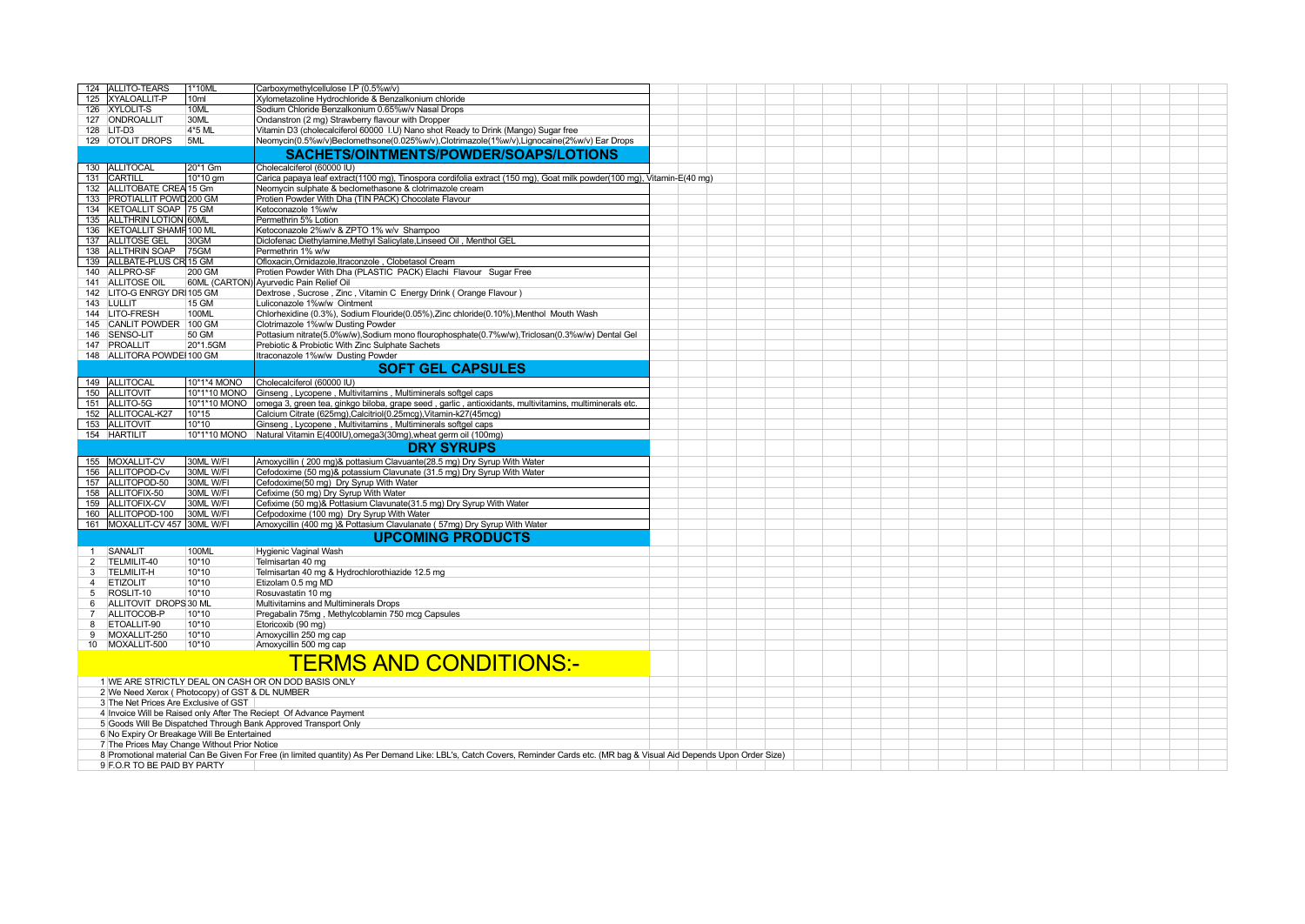| | | | |
|---|---|---|---|
| 124 | ALLITO-TEARS | 1*10ML | Carboxymethylcellulose I.P (0.5%w/v) |
| 125 | XYALOALLIT-P | 10ml | Xylometazoline Hydrochloride & Benzalkonium chloride |
| 126 | XYLOLIT-S | 10ML | Sodium Chloride Benzalkonium 0.65%w/v Nasal Drops |
| 127 | ONDROALLIT | 30ML | Ondanstron (2 mg) Strawberry flavour with Dropper |
| 128 | LIT-D3 | 4*5 ML | Vitamin D3 (cholecalciferol 60000 I.U) Nano shot Ready to Drink (Mango) Sugar free |
| 129 | OTOLIT DROPS | 5ML | Neomycin(0.5%w/v)Beclomethsone(0.025%w/v),Clotrimazole(1%w/v),Lignocaine(2%w/v) Ear Drops |
| | | | **SACHETS/OINTMENTS/POWDER/SOAPS/LOTIONS** |
| 130 | ALLITOCAL | 20*1 Gm | Cholecalciferol (60000 IU) |
| 131 | CARTILL | 10*10 gm | Carica papaya leaf extract(1100 mg), Tinospora cordifolia extract (150 mg), Goat milk powder(100 mg), Vitamin-E(40 mg) |
| 132 | ALLITOBATE CREA | 15 Gm | Neomycin sulphate & beclomethasone & clotrimazole cream |
| 133 | PROTIALLIT POWD | 200 GM | Protien Powder With Dha (TIN PACK) Chocolate Flavour |
| 134 | KETOALLIT SOAP | 75 GM | Ketoconazole 1%w/w |
| 135 | ALLTHRIN LOTION | 60ML | Permethrin 5% Lotion |
| 136 | KETOALLIT SHAMP | 100 ML | Ketoconazole 2%w/v & ZPTO 1% w/v Shampoo |
| 137 | ALLITOSE GEL | 30GM | Diclofenac Diethylamine,Methyl Salicylate,Linseed Oil , Menthol GEL |
| 138 | ALLTHRIN SOAP | 75GM | Permethrin 1% w/w |
| 139 | ALLBATE-PLUS CR | 15 GM | Ofloxacin,Ornidazole,Itraconzole , Clobetasol Cream |
| 140 | ALLPRO-SF | 200 GM | Protien Powder With Dha (PLASTIC PACK) Elachi Flavour Sugar Free |
| 141 | ALLITOSE OIL | 60ML (CARTON) | Ayurvedic Pain Relief Oil |
| 142 | LITO-G ENRGY DRI | 105 GM | Dextrose , Sucrose , Zinc , Vitamin C Energy Drink ( Orange Flavour ) |
| 143 | LULLIT | 15 GM | Luliconazole 1%w/w Ointment |
| 144 | LITO-FRESH | 100ML | Chlorhexidine (0.3%), Sodium Flouride(0.05%),Zinc chloride(0.10%),Menthol Mouth Wash |
| 145 | CANLIT POWDER | 100 GM | Clotrimazole 1%w/w Dusting Powder |
| 146 | SENSO-LIT | 50 GM | Pottasium nitrate(5.0%w/w),Sodium mono flourophosphate(0.7%w/w),Triclosan(0.3%w/w) Dental Gel |
| 147 | PROALLIT | 20*1.5GM | Prebiotic & Probiotic With Zinc Sulphate Sachets |
| 148 | ALLITORA POWDE | 100 GM | Itraconazole 1%w/w Dusting Powder |
| | | | **SOFT GEL CAPSULES** |
| 149 | ALLITOCAL | 10*1*4 MONO | Cholecalciferol (60000 IU) |
| 150 | ALLITOVIT | 10*1*10 MONO | Ginseng , Lycopene , Multivitamins , Multiminerals softgel caps |
| 151 | ALLITO-5G | 10*1*10 MONO | omega 3, green tea, ginkgo biloba, grape seed , garlic , antioxidants, multivitamins, multiminerals etc. |
| 152 | ALLITOCAL-K27 | 10*15 | Calcium Citrate (625mg),Calcitriol(0.25mcg),Vitamin-k27(45mcg) |
| 153 | ALLITOVIT | 10*10 | Ginseng , Lycopene , Multivitamins , Multiminerals softgel caps |
| 154 | HARTILIT | 10*1*10 MONO | Natural Vitamin E(400IU),omega3(30mg),wheat germ oil (100mg) |
| | | | **DRY SYRUPS** |
| 155 | MOXALLIT-CV | 30ML W/FI | Amoxycillin ( 200 mg)& pottasium Clavuante(28.5 mg) Dry Syrup With Water |
| 156 | ALLITOPOD-Cv | 30ML W/FI | Cefodoxime (50 mg)& potassium Clavunate (31.5 mg) Dry Syrup With Water |
| 157 | ALLITOPOD-50 | 30ML W/FI | Cefodoxime(50 mg) Dry Syrup With Water |
| 158 | ALLITOFIX-50 | 30ML W/FI | Cefixime (50 mg) Dry Syrup With Water |
| 159 | ALLITOFIX-CV | 30ML W/FI | Cefixime (50 mg)& Pottasium Clavunate(31.5 mg) Dry Syrup With Water |
| 160 | ALLITOPOD-100 | 30ML W/FI | Cefpodoxime (100 mg) Dry Syrup With Water |
| 161 | MOXALLIT-CV 457 | 30ML W/FI | Amoxycillin (400 mg )& Pottasium Clavulanate ( 57mg) Dry Syrup With Water |
| | | | **UPCOMING PRODUCTS** |
| 1 | SANALIT | 100ML | Hygienic Vaginal Wash |
| 2 | TELMILIT-40 | 10*10 | Telmisartan 40 mg |
| 3 | TELMILIT-H | 10*10 | Telmisartan 40 mg & Hydrochlorothiazide 12.5 mg |
| 4 | ETIZOLIT | 10*10 | Etizolam 0.5 mg MD |
| 5 | ROSLIT-10 | 10*10 | Rosuvastatin 10 mg |
| 6 | ALLITOVIT DROPS | 30 ML | Multivitamins and Multiminerals Drops |
| 7 | ALLITOCOB-P | 10*10 | Pregabalin 75mg , Methylcoblamin 750 mcg Capsules |
| 8 | ETOALLIT-90 | 10*10 | Etoricoxib (90 mg) |
| 9 | MOXALLIT-250 | 10*10 | Amoxycillin 250 mg cap |
| 10 | MOXALLIT-500 | 10*10 | Amoxycillin 500 mg cap |

## TERMS AND CONDITIONS:-

1. WE ARE STRICTLY DEAL ON CASH OR ON DOD BASIS ONLY
2. We Need Xerox ( Photocopy) of GST & DL NUMBER
3. The Net Prices Are Exclusive of GST
4. Invoice Will be Raised only After The Reciept Of Advance Payment
5. Goods Will Be Dispatched Through Bank Approved Transport Only
6. No Expiry Or Breakage Will Be Entertained
7. The Prices May Change Without Prior Notice
8. Promotional material Can Be Given For Free (in limited quantity) As Per Demand Like: LBL's, Catch Covers, Reminder Cards etc. (MR bag & Visual Aid Depends Upon Order Size)
9. F.O.R TO BE PAID BY PARTY